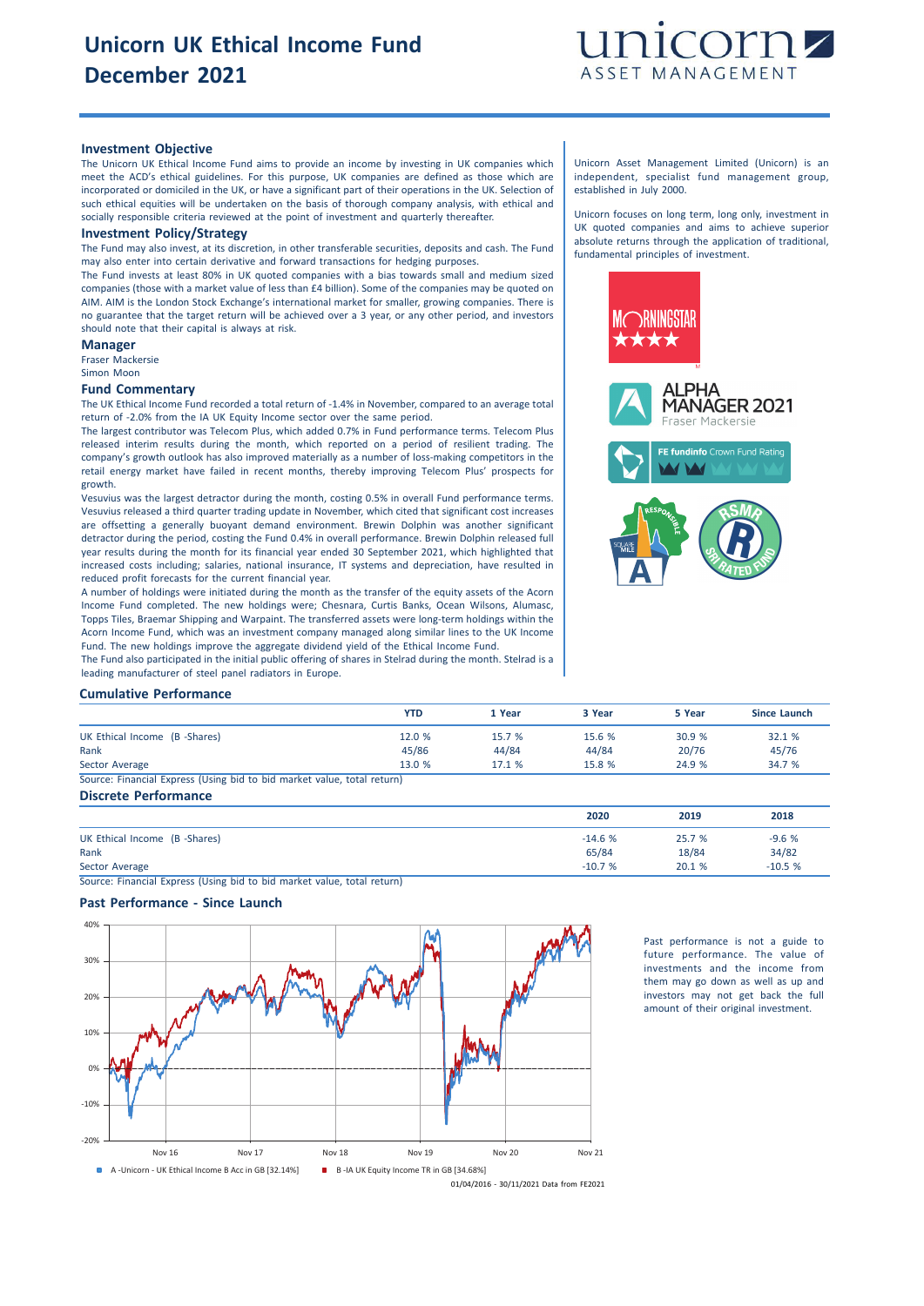# Unicorn UK Ethical Income Fund
# December 2021

## Investment Objective

The Unicorn UK Ethical Income Fund aims to provide an income by investing in UK companies which meet the ACD's ethical guidelines. For this purpose, UK companies are defined as those which are incorporated or domiciled in the UK, or have a significant part of their operations in the UK. Selection of such ethical equities will be undertaken on the basis of thorough company analysis, with ethical and socially responsible criteria reviewed at the point of investment and quarterly thereafter.

## Investment Policy/Strategy

The Fund may also invest, at its discretion, in other transferable securities, deposits and cash. The Fund may also enter into certain derivative and forward transactions for hedging purposes.

The Fund invests at least 80% in UK quoted companies with a bias towards small and medium sized companies (those with a market value of less than £4 billion). Some of the companies may be quoted on AIM. AIM is the London Stock Exchange's international market for smaller, growing companies. There is no guarantee that the target return will be achieved over a 3 year, or any other period, and investors should note that their capital is always at risk.

## Manager

Fraser Mackersie
Simon Moon

## Fund Commentary

The UK Ethical Income Fund recorded a total return of -1.4% in November, compared to an average total return of -2.0% from the IA UK Equity Income sector over the same period.

The largest contributor was Telecom Plus, which added 0.7% in Fund performance terms. Telecom Plus released interim results during the month, which reported on a period of resilient trading. The company's growth outlook has also improved materially as a number of loss-making competitors in the retail energy market have failed in recent months, thereby improving Telecom Plus' prospects for growth.

Vesuvius was the largest detractor during the month, costing 0.5% in overall Fund performance terms. Vesuvius released a third quarter trading update in November, which cited that significant cost increases are offsetting a generally buoyant demand environment. Brewin Dolphin was another significant detractor during the period, costing the Fund 0.4% in overall performance. Brewin Dolphin released full year results during the month for its financial year ended 30 September 2021, which highlighted that increased costs including; salaries, national insurance, IT systems and depreciation, have resulted in reduced profit forecasts for the current financial year.

A number of holdings were initiated during the month as the transfer of the equity assets of the Acorn Income Fund completed. The new holdings were; Chesnara, Curtis Banks, Ocean Wilsons, Alumasc, Topps Tiles, Braemar Shipping and Warpaint. The transferred assets were long-term holdings within the Acorn Income Fund, which was an investment company managed along similar lines to the UK Income Fund. The new holdings improve the aggregate dividend yield of the Ethical Income Fund.

The Fund also participated in the initial public offering of shares in Stelrad during the month. Stelrad is a leading manufacturer of steel panel radiators in Europe.

Unicorn Asset Management Limited (Unicorn) is an independent, specialist fund management group, established in July 2000.

Unicorn focuses on long term, long only, investment in UK quoted companies and aims to achieve superior absolute returns through the application of traditional, fundamental principles of investment.

## Cumulative Performance

| | YTD | 1 Year | 3 Year | 5 Year | Since Launch |
|---|---|---|---|---|---|
| UK Ethical Income (B -Shares) | 12.0 % | 15.7 % | 15.6 % | 30.9 % | 32.1 % |
| Rank | 45/86 | 44/84 | 44/84 | 20/76 | 45/76 |
| Sector Average | 13.0 % | 17.1 % | 15.8 % | 24.9 % | 34.7 % |

Source: Financial Express (Using bid to bid market value, total return)

## Discrete Performance

| | 2020 | 2019 | 2018 |
|---|---|---|---|
| UK Ethical Income (B -Shares) | -14.6 % | 25.7 % | -9.6 % |
| Rank | 65/84 | 18/84 | 34/82 |
| Sector Average | -10.7 % | 20.1 % | -10.5 % |

Source: Financial Express (Using bid to bid market value, total return)

## Past Performance - Since Launch

A -Unicorn - UK Ethical Income B Acc in GB [32.14%]    B -IA UK Equity Income TR in GB [34.68%]

01/04/2016 - 30/11/2021 Data from FE2021

Past performance is not a guide to future performance. The value of investments and the income from them may go down as well as up and investors may not get back the full amount of their original investment.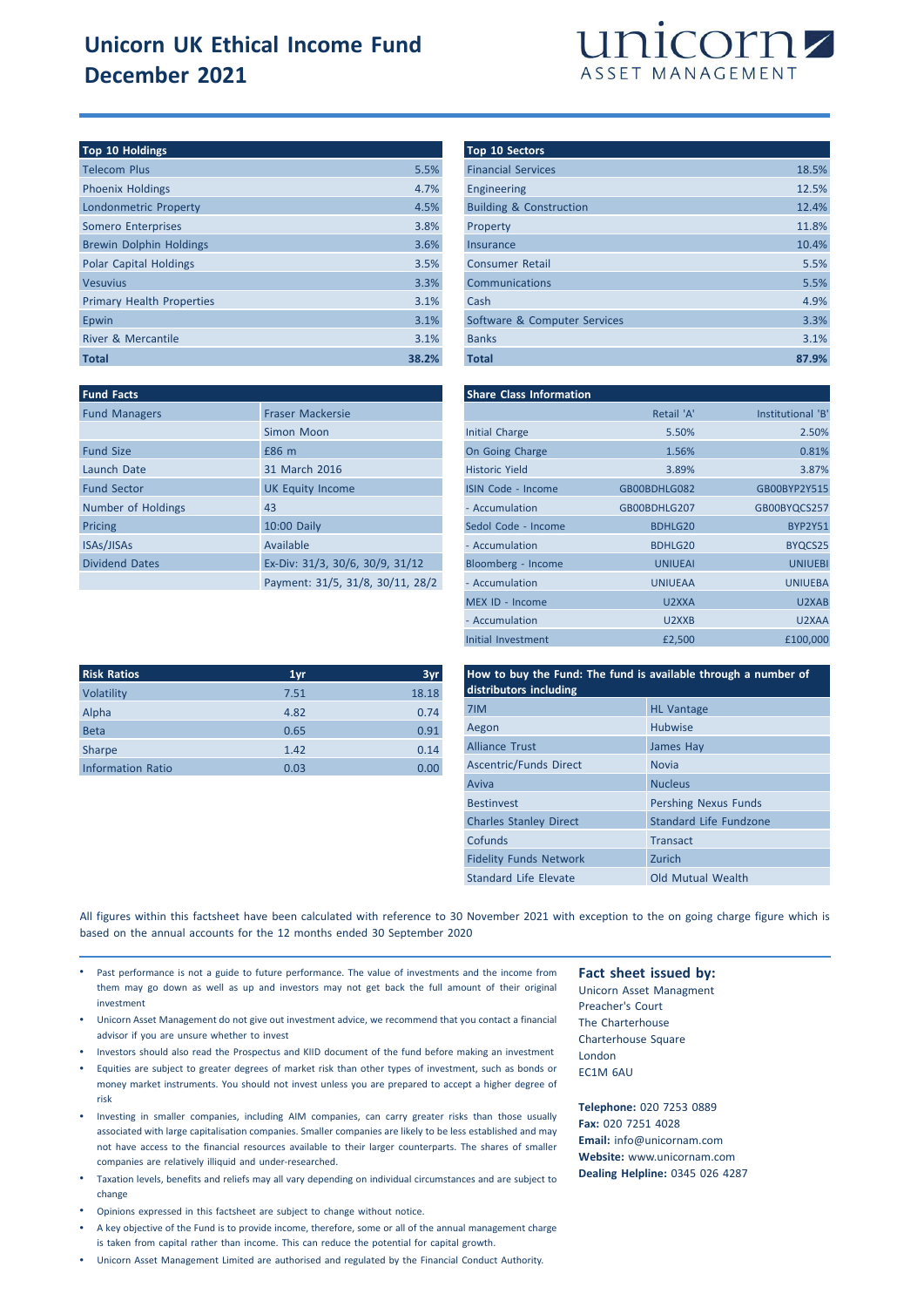# Unicorn UK Ethical Income Fund
# December 2021

unicorn ASSET MANAGEMENT

| Top 10 Holdings | |
|---|---|
| Telecom Plus | 5.5% |
| Phoenix Holdings | 4.7% |
| Londonmetric Property | 4.5% |
| Somero Enterprises | 3.8% |
| Brewin Dolphin Holdings | 3.6% |
| Polar Capital Holdings | 3.5% |
| Vesuvius | 3.3% |
| Primary Health Properties | 3.1% |
| Epwin | 3.1% |
| River & Mercantile | 3.1% |
| **Total** | **38.2%** |

| Top 10 Sectors | |
|---|---|
| Financial Services | 18.5% |
| Engineering | 12.5% |
| Building & Construction | 12.4% |
| Property | 11.8% |
| Insurance | 10.4% |
| Consumer Retail | 5.5% |
| Communications | 5.5% |
| Cash | 4.9% |
| Software & Computer Services | 3.3% |
| Banks | 3.1% |
| **Total** | **87.9%** |

| Fund Facts | |
|---|---|
| Fund Managers | Fraser Mackersie |
| | Simon Moon |
| Fund Size | £86 m |
| Launch Date | 31 March 2016 |
| Fund Sector | UK Equity Income |
| Number of Holdings | 43 |
| Pricing | 10:00 Daily |
| ISAs/JISAs | Available |
| Dividend Dates | Ex-Div: 31/3, 30/6, 30/9, 31/12 |
| | Payment: 31/5, 31/8, 30/11, 28/2 |

| Share Class Information | Retail 'A' | Institutional 'B' |
|---|---|---|
| Initial Charge | 5.50% | 2.50% |
| On Going Charge | 1.56% | 0.81% |
| Historic Yield | 3.89% | 3.87% |
| ISIN Code - Income | GB00BDHLG082 | GB00BYP2Y515 |
| - Accumulation | GB00BDHLG207 | GB00BYQCS257 |
| Sedol Code - Income | BDHLG20 | BYP2Y51 |
| - Accumulation | BDHLG20 | BYQCS25 |
| Bloomberg - Income | UNIUEAI | UNIUEBI |
| - Accumulation | UNIUEAA | UNIUEBA |
| MEX ID - Income | U2XXA | U2XAB |
| - Accumulation | U2XXB | U2XAA |
| Initial Investment | £2,500 | £100,000 |

| Risk Ratios | 1yr | 3yr |
|---|---|---|
| Volatility | 7.51 | 18.18 |
| Alpha | 4.82 | 0.74 |
| Beta | 0.65 | 0.91 |
| Sharpe | 1.42 | 0.14 |
| Information Ratio | 0.03 | 0.00 |

| How to buy the Fund: The fund is available through a number of distributors including | |
|---|---|
| 7IM | HL Vantage |
| Aegon | Hubwise |
| Alliance Trust | James Hay |
| Ascentric/Funds Direct | Novia |
| Aviva | Nucleus |
| Bestinvest | Pershing Nexus Funds |
| Charles Stanley Direct | Standard Life Fundzone |
| Cofunds | Transact |
| Fidelity Funds Network | Zurich |
| Standard Life Elevate | Old Mutual Wealth |

All figures within this factsheet have been calculated with reference to 30 November 2021 with exception to the on going charge figure which is based on the annual accounts for the 12 months ended 30 September 2020

- Past performance is not a guide to future performance. The value of investments and the income from them may go down as well as up and investors may not get back the full amount of their original investment
- Unicorn Asset Management do not give out investment advice, we recommend that you contact a financial advisor if you are unsure whether to invest
- Investors should also read the Prospectus and KIID document of the fund before making an investment
- Equities are subject to greater degrees of market risk than other types of investment, such as bonds or money market instruments. You should not invest unless you are prepared to accept a higher degree of risk
- Investing in smaller companies, including AIM companies, can carry greater risks than those usually associated with large capitalisation companies. Smaller companies are likely to be less established and may not have access to the financial resources available to their larger counterparts. The shares of smaller companies are relatively illiquid and under-researched.
- Taxation levels, benefits and reliefs may all vary depending on individual circumstances and are subject to change
- Opinions expressed in this factsheet are subject to change without notice.
- A key objective of the Fund is to provide income, therefore, some or all of the annual management charge is taken from capital rather than income. This can reduce the potential for capital growth.
- Unicorn Asset Management Limited are authorised and regulated by the Financial Conduct Authority.

**Fact sheet issued by:**

Unicorn Asset Managment
Preacher's Court
The Charterhouse
Charterhouse Square
London
EC1M 6AU

**Telephone:** 020 7253 0889
**Fax:** 020 7251 4028
**Email:** info@unicornam.com
**Website:** www.unicornam.com
**Dealing Helpline:** 0345 026 4287